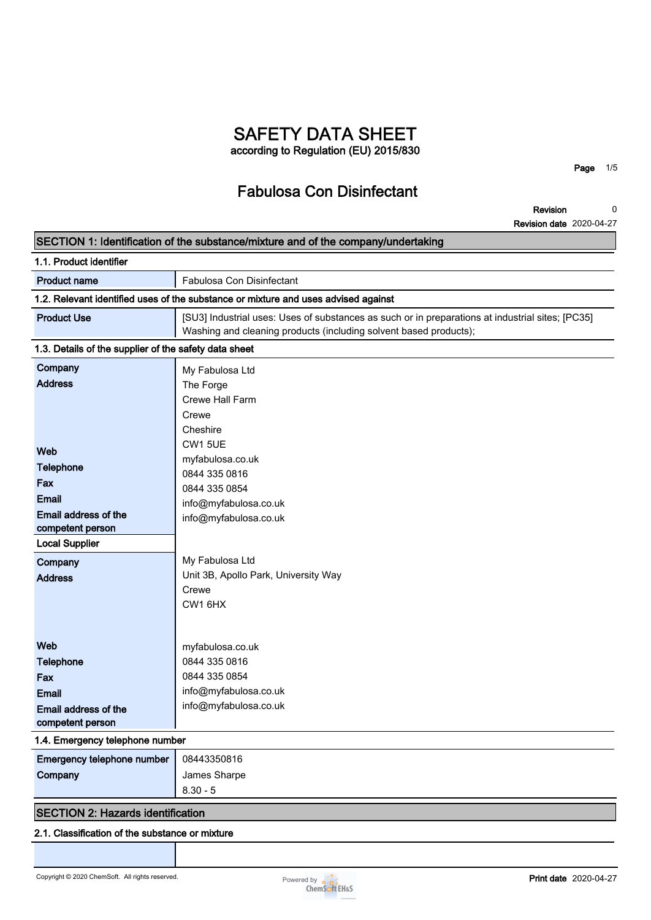# SAFETY DATA SHEET

**according to Regulation (EU) 2015/830**

## Fabulosa Con Disinfectant

**Revision** 0
**Revision date** 2020-04-27

## SECTION 1: Identification of the substance/mixture and of the company/undertaking

### 1.1. Product identifier

| | |
|---|---|
| **Product name** | Fabulosa Con Disinfectant |

### 1.2. Relevant identified uses of the substance or mixture and uses advised against

| | |
|---|---|
| **Product Use** | [SU3] Industrial uses: Uses of substances as such or in preparations at industrial sites; [PC35] Washing and cleaning products (including solvent based products); |

### 1.3. Details of the supplier of the safety data sheet

| | |
|---|---|
| **Company** | My Fabulosa Ltd |
| **Address** | The Forge<br>Crewe Hall Farm<br>Crewe<br>Cheshire<br>CW1 5UE |
| **Web** | myfabulosa.co.uk |
| **Telephone** | 0844 335 0816 |
| **Fax** | 0844 335 0854 |
| **Email** | info@myfabulosa.co.uk |
| **Email address of the competent person** | info@myfabulosa.co.uk |
| **Local Supplier** | |
| **Company** | My Fabulosa Ltd |
| **Address** | Unit 3B, Apollo Park, University Way<br>Crewe<br>CW1 6HX |
| **Web** | myfabulosa.co.uk |
| **Telephone** | 0844 335 0816 |
| **Fax** | 0844 335 0854 |
| **Email** | info@myfabulosa.co.uk |
| **Email address of the competent person** | info@myfabulosa.co.uk |

### 1.4. Emergency telephone number

| | |
|---|---|
| **Emergency telephone number** | 08443350816 |
| **Company** | James Sharpe<br>8.30 - 5 |

## SECTION 2: Hazards identification

### 2.1. Classification of the substance or mixture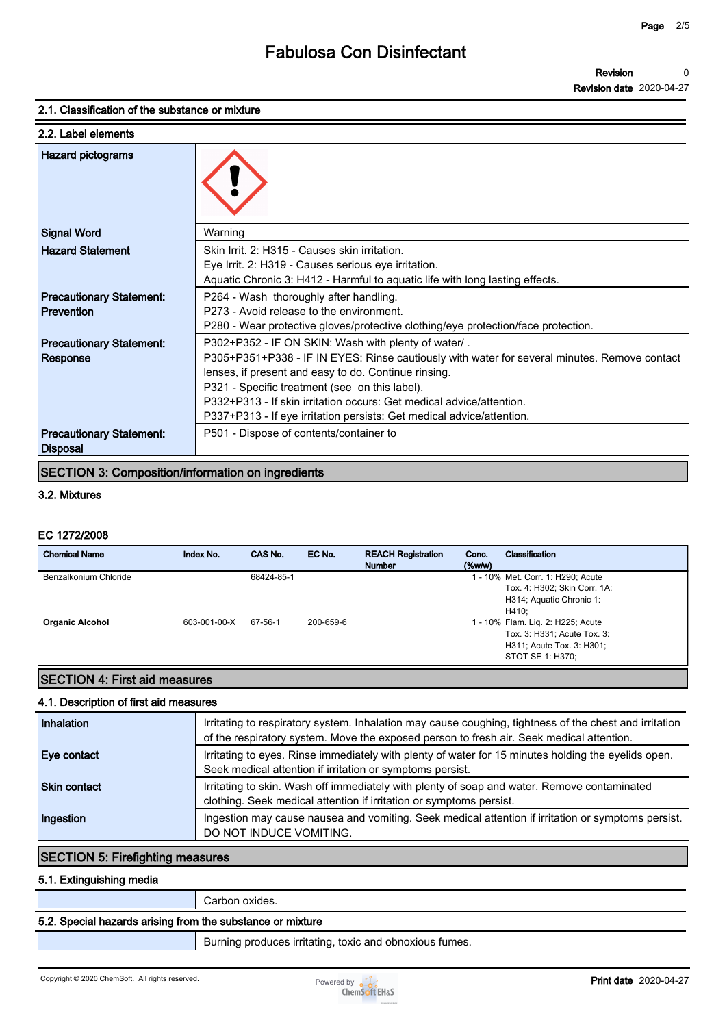### 2.1. Classification of the substance or mixture

### 2.2. Label elements

| | |
|---|---|
| **Hazard pictograms** | |
| **Signal Word** | Warning |
| **Hazard Statement** | Skin Irrit. 2: H315 - Causes skin irritation.<br>Eye Irrit. 2: H319 - Causes serious eye irritation.<br>Aquatic Chronic 3: H412 - Harmful to aquatic life with long lasting effects. |
| **Precautionary Statement: Prevention** | P264 - Wash thoroughly after handling.<br>P273 - Avoid release to the environment.<br>P280 - Wear protective gloves/protective clothing/eye protection/face protection. |
| **Precautionary Statement: Response** | P302+P352 - IF ON SKIN: Wash with plenty of water/ .<br>P305+P351+P338 - IF IN EYES: Rinse cautiously with water for several minutes. Remove contact lenses, if present and easy to do. Continue rinsing.<br>P321 - Specific treatment (see on this label).<br>P332+P313 - If skin irritation occurs: Get medical advice/attention.<br>P337+P313 - If eye irritation persists: Get medical advice/attention. |
| **Precautionary Statement: Disposal** | P501 - Dispose of contents/container to |

## SECTION 3: Composition/information on ingredients

### 3.2. Mixtures

**EC 1272/2008**

| Chemical Name | Index No. | CAS No. | EC No. | REACH Registration Number | Conc. (%w/w) | Classification |
|---|---|---|---|---|---|---|
| Benzalkonium Chloride | | 68424-85-1 | | | 1 - 10% | Met. Corr. 1: H290; Acute Tox. 4: H302; Skin Corr. 1A: H314; Aquatic Chronic 1: H410; |
| **Organic Alcohol** | 603-001-00-X | 67-56-1 | 200-659-6 | | 1 - 10% | Flam. Liq. 2: H225; Acute Tox. 3: H331; Acute Tox. 3: H311; Acute Tox. 3: H301; STOT SE 1: H370; |

## SECTION 4: First aid measures

### 4.1. Description of first aid measures

| | |
|---|---|
| **Inhalation** | Irritating to respiratory system. Inhalation may cause coughing, tightness of the chest and irritation of the respiratory system. Move the exposed person to fresh air. Seek medical attention. |
| **Eye contact** | Irritating to eyes. Rinse immediately with plenty of water for 15 minutes holding the eyelids open. Seek medical attention if irritation or symptoms persist. |
| **Skin contact** | Irritating to skin. Wash off immediately with plenty of soap and water. Remove contaminated clothing. Seek medical attention if irritation or symptoms persist. |
| **Ingestion** | Ingestion may cause nausea and vomiting. Seek medical attention if irritation or symptoms persist. DO NOT INDUCE VOMITING. |

## SECTION 5: Firefighting measures

### 5.1. Extinguishing media

Carbon oxides.

### 5.2. Special hazards arising from the substance or mixture

Burning produces irritating, toxic and obnoxious fumes.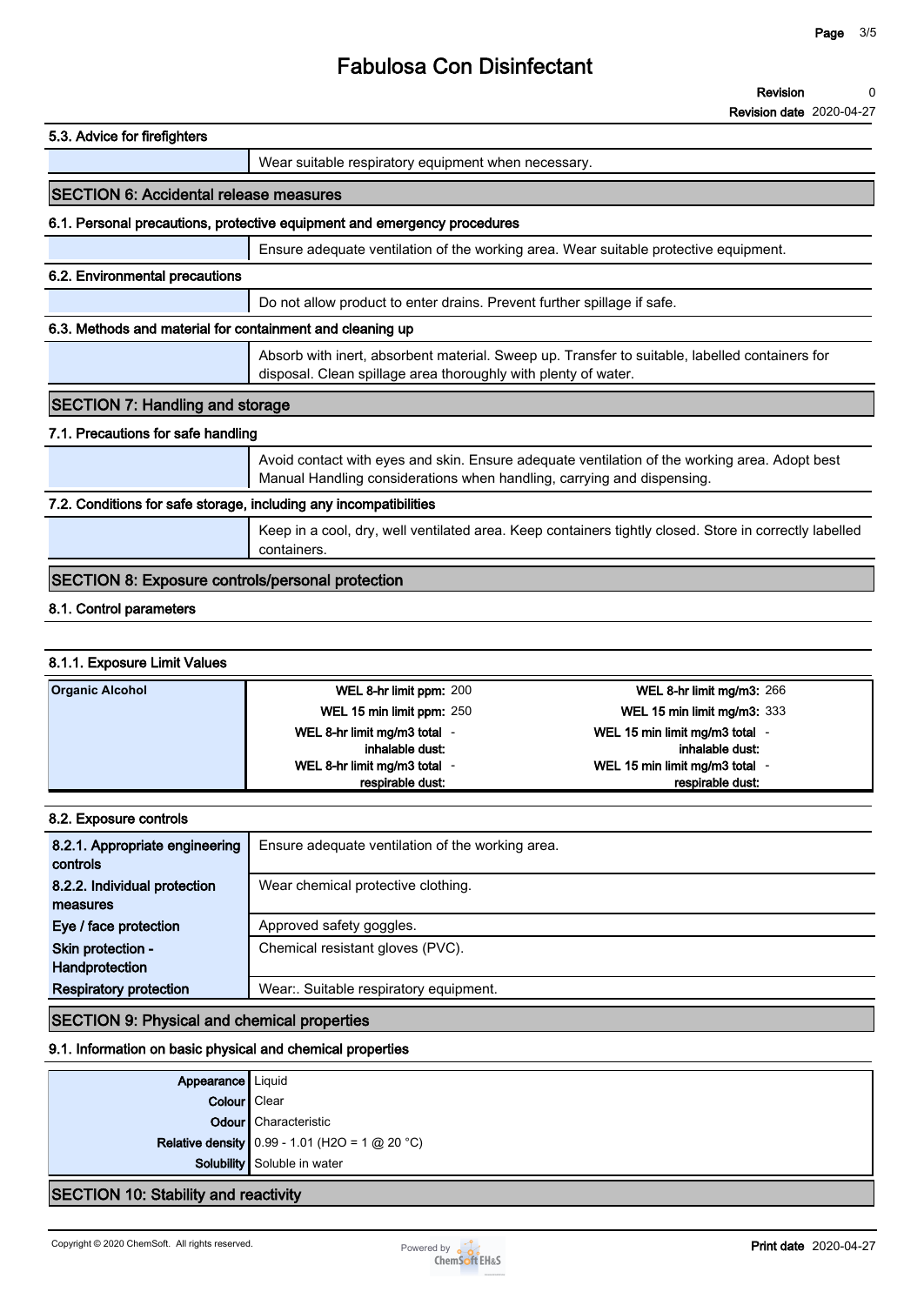# Fabulosa Con Disinfectant

**Revision** 0
**Revision date** 2020-04-27

### 5.3. Advice for firefighters

Wear suitable respiratory equipment when necessary.

## SECTION 6: Accidental release measures

### 6.1. Personal precautions, protective equipment and emergency procedures

Ensure adequate ventilation of the working area. Wear suitable protective equipment.

### 6.2. Environmental precautions

Do not allow product to enter drains. Prevent further spillage if safe.

### 6.3. Methods and material for containment and cleaning up

Absorb with inert, absorbent material. Sweep up. Transfer to suitable, labelled containers for disposal. Clean spillage area thoroughly with plenty of water.

## SECTION 7: Handling and storage

### 7.1. Precautions for safe handling

Avoid contact with eyes and skin. Ensure adequate ventilation of the working area. Adopt best Manual Handling considerations when handling, carrying and dispensing.

### 7.2. Conditions for safe storage, including any incompatibilities

Keep in a cool, dry, well ventilated area. Keep containers tightly closed. Store in correctly labelled containers.

## SECTION 8: Exposure controls/personal protection

### 8.1. Control parameters

#### 8.1.1. Exposure Limit Values

| Organic Alcohol | | |
|---|---|---|
| | **WEL 8-hr limit ppm:** 200 | **WEL 8-hr limit mg/m3:** 266 |
| | **WEL 15 min limit ppm:** 250 | **WEL 15 min limit mg/m3:** 333 |
| | **WEL 8-hr limit mg/m3 total inhalable dust:** - | **WEL 15 min limit mg/m3 total inhalable dust:** - |
| | **WEL 8-hr limit mg/m3 total respirable dust:** - | **WEL 15 min limit mg/m3 total respirable dust:** - |

### 8.2. Exposure controls

| | |
|---|---|
| **8.2.1. Appropriate engineering controls** | Ensure adequate ventilation of the working area. |
| **8.2.2. Individual protection measures** | Wear chemical protective clothing. |
| **Eye / face protection** | Approved safety goggles. |
| **Skin protection - Handprotection** | Chemical resistant gloves (PVC). |
| **Respiratory protection** | Wear:. Suitable respiratory equipment. |

## SECTION 9: Physical and chemical properties

### 9.1. Information on basic physical and chemical properties

| | |
|---|---|
| **Appearance** | Liquid |
| **Colour** | Clear |
| **Odour** | Characteristic |
| **Relative density** | 0.99 - 1.01 ($H_2O$ = 1 @ 20 °C) |
| **Solubility** | Soluble in water |

## SECTION 10: Stability and reactivity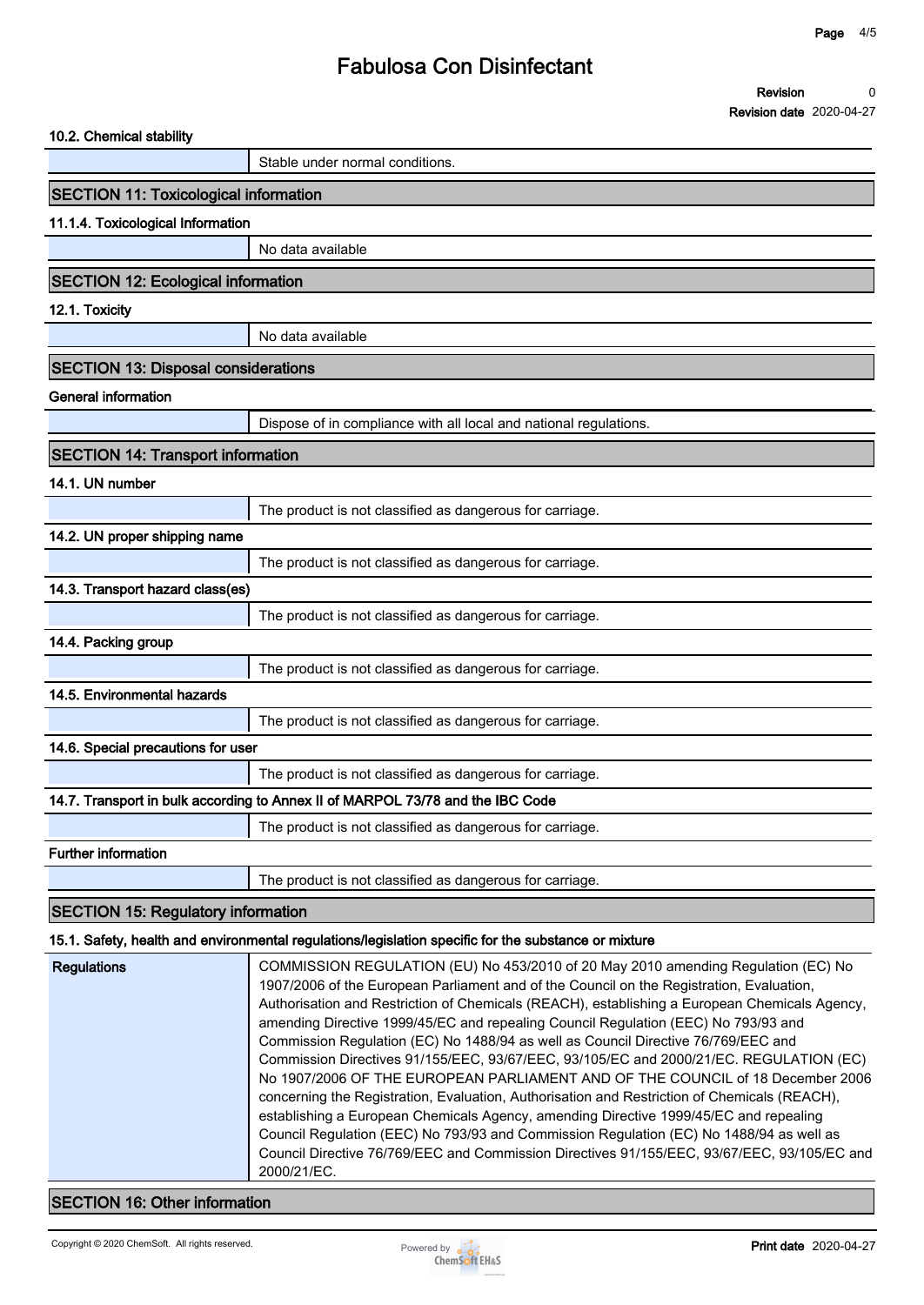#### 10.2. Chemical stability

| | |
|---|---|
| | Stable under normal conditions. |

## SECTION 11: Toxicological information

#### 11.1.4. Toxicological Information

| | |
|---|---|
| | No data available |

## SECTION 12: Ecological information

#### 12.1. Toxicity

| | |
|---|---|
| | No data available |

## SECTION 13: Disposal considerations

#### General information

| | |
|---|---|
| | Dispose of in compliance with all local and national regulations. |

## SECTION 14: Transport information

#### 14.1. UN number

| | |
|---|---|
| | The product is not classified as dangerous for carriage. |

#### 14.2. UN proper shipping name

| | |
|---|---|
| | The product is not classified as dangerous for carriage. |

#### 14.3. Transport hazard class(es)

| | |
|---|---|
| | The product is not classified as dangerous for carriage. |

#### 14.4. Packing group

| | |
|---|---|
| | The product is not classified as dangerous for carriage. |

#### 14.5. Environmental hazards

| | |
|---|---|
| | The product is not classified as dangerous for carriage. |

#### 14.6. Special precautions for user

| | |
|---|---|
| | The product is not classified as dangerous for carriage. |

#### 14.7. Transport in bulk according to Annex II of MARPOL 73/78 and the IBC Code

| | |
|---|---|
| | The product is not classified as dangerous for carriage. |

#### Further information

| | |
|---|---|
| | The product is not classified as dangerous for carriage. |

## SECTION 15: Regulatory information

#### 15.1. Safety, health and environmental regulations/legislation specific for the substance or mixture

| | |
|---|---|
| **Regulations** | COMMISSION REGULATION (EU) No 453/2010 of 20 May 2010 amending Regulation (EC) No 1907/2006 of the European Parliament and of the Council on the Registration, Evaluation, Authorisation and Restriction of Chemicals (REACH), establishing a European Chemicals Agency, amending Directive 1999/45/EC and repealing Council Regulation (EEC) No 793/93 and Commission Regulation (EC) No 1488/94 as well as Council Directive 76/769/EEC and Commission Directives 91/155/EEC, 93/67/EEC, 93/105/EC and 2000/21/EC. REGULATION (EC) No 1907/2006 OF THE EUROPEAN PARLIAMENT AND OF THE COUNCIL of 18 December 2006 concerning the Registration, Evaluation, Authorisation and Restriction of Chemicals (REACH), establishing a European Chemicals Agency, amending Directive 1999/45/EC and repealing Council Regulation (EEC) No 793/93 and Commission Regulation (EC) No 1488/94 as well as Council Directive 76/769/EEC and Commission Directives 91/155/EEC, 93/67/EEC, 93/105/EC and 2000/21/EC. |

## SECTION 16: Other information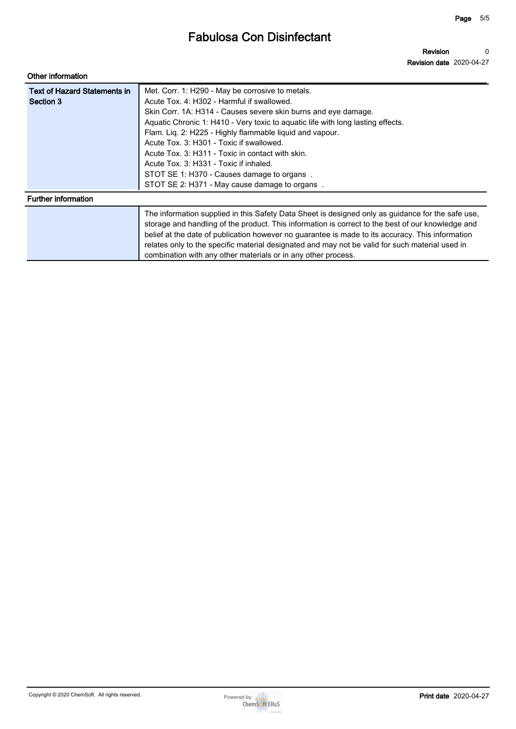## Other information

| | |
|---|---|
| **Text of Hazard Statements in Section 3** | Met. Corr. 1: H290 - May be corrosive to metals.<br>Acute Tox. 4: H302 - Harmful if swallowed.<br>Skin Corr. 1A: H314 - Causes severe skin burns and eye damage.<br>Aquatic Chronic 1: H410 - Very toxic to aquatic life with long lasting effects.<br>Flam. Liq. 2: H225 - Highly flammable liquid and vapour.<br>Acute Tox. 3: H301 - Toxic if swallowed.<br>Acute Tox. 3: H311 - Toxic in contact with skin.<br>Acute Tox. 3: H331 - Toxic if inhaled.<br>STOT SE 1: H370 - Causes damage to organs .<br>STOT SE 2: H371 - May cause damage to organs . |

## Further information

| | |
|---|---|
| | The information supplied in this Safety Data Sheet is designed only as guidance for the safe use, storage and handling of the product. This information is correct to the best of our knowledge and belief at the date of publication however no guarantee is made to its accuracy. This information relates only to the specific material designated and may not be valid for such material used in combination with any other materials or in any other process. |